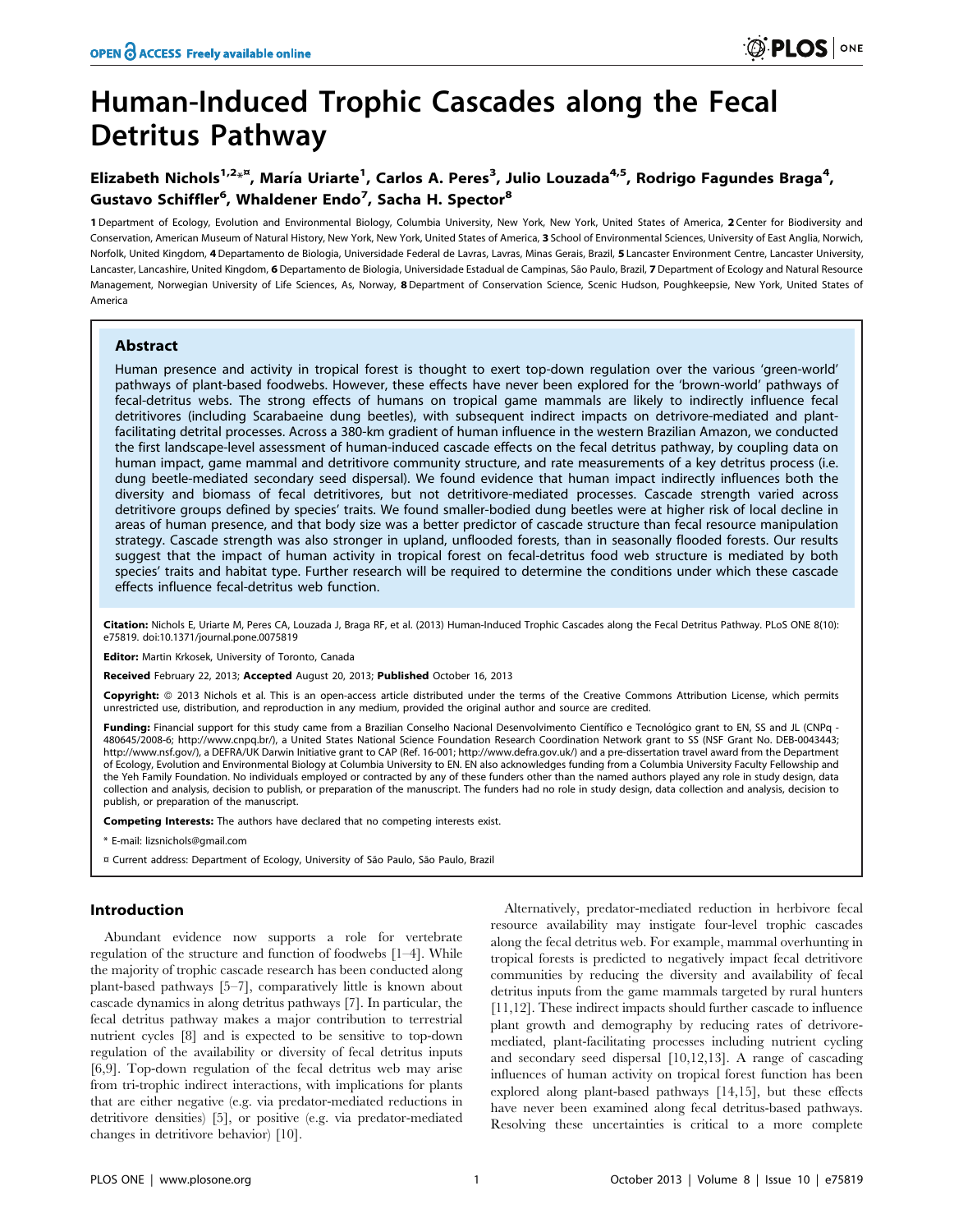# Human-Induced Trophic Cascades along the Fecal Detritus Pathway

**Elizabeth Nichols[1,2*¤], María Uriarte[1], Carlos A. Peres[3], Julio Louzada[4,5], Rodrigo Fagundes Braga[4], Gustavo Schiffler[6], Whaldener Endo[7], Sacha H. Spector[8]**

1 Department of Ecology, Evolution and Environmental Biology, Columbia University, New York, New York, United States of America, 2 Center for Biodiversity and Conservation, American Museum of Natural History, New York, New York, United States of America, 3 School of Environmental Sciences, University of East Anglia, Norwich, Norfolk, United Kingdom, 4 Departamento de Biologia, Universidade Federal de Lavras, Lavras, Minas Gerais, Brazil, 5 Lancaster Environment Centre, Lancaster University, Lancaster, Lancashire, United Kingdom, 6 Departamento de Biologia, Universidade Estadual de Campinas, São Paulo, Brazil, 7 Department of Ecology and Natural Resource Management, Norwegian University of Life Sciences, As, Norway, 8 Department of Conservation Science, Scenic Hudson, Poughkeepsie, New York, United States of America

## Abstract

Human presence and activity in tropical forest is thought to exert top-down regulation over the various 'green-world' pathways of plant-based foodwebs. However, these effects have never been explored for the 'brown-world' pathways of fecal-detritus webs. The strong effects of humans on tropical game mammals are likely to indirectly influence fecal detritivores (including Scarabaeine dung beetles), with subsequent indirect impacts on detrivore-mediated and plant-facilitating detrital processes. Across a 380-km gradient of human influence in the western Brazilian Amazon, we conducted the first landscape-level assessment of human-induced cascade effects on the fecal detritus pathway, by coupling data on human impact, game mammal and detritivore community structure, and rate measurements of a key detritus process (i.e. dung beetle-mediated secondary seed dispersal). We found evidence that human impact indirectly influences both the diversity and biomass of fecal detritivores, but not detritivore-mediated processes. Cascade strength varied across detritivore groups defined by species' traits. We found smaller-bodied dung beetles were at higher risk of local decline in areas of human presence, and that body size was a better predictor of cascade structure than fecal resource manipulation strategy. Cascade strength was also stronger in upland, unflooded forests, than in seasonally flooded forests. Our results suggest that the impact of human activity in tropical forest on fecal-detritus food web structure is mediated by both species' traits and habitat type. Further research will be required to determine the conditions under which these cascade effects influence fecal-detritus web function.

**Citation:** Nichols E, Uriarte M, Peres CA, Louzada J, Braga RF, et al. (2013) Human-Induced Trophic Cascades along the Fecal Detritus Pathway. PLoS ONE 8(10): e75819. doi:10.1371/journal.pone.0075819

**Editor:** Martin Krkosek, University of Toronto, Canada

**Received** February 22, 2013; **Accepted** August 20, 2013; **Published** October 16, 2013

**Copyright:** © 2013 Nichols et al. This is an open-access article distributed under the terms of the Creative Commons Attribution License, which permits unrestricted use, distribution, and reproduction in any medium, provided the original author and source are credited.

**Funding:** Financial support for this study came from a Brazilian Conselho Nacional Desenvolvimento Científico e Tecnológico grant to EN, SS and JL (CNPq - 480645/2008-6; http://www.cnpq.br/), a United States National Science Foundation Research Coordination Network grant to SS (NSF Grant No. DEB-0043443; http://www.nsf.gov/), a DEFRA/UK Darwin Initiative grant to CAP (Ref. 16-001; http://www.defra.gov.uk/) and a pre-dissertation travel award from the Department of Ecology, Evolution and Environmental Biology at Columbia University to EN. EN also acknowledges funding from a Columbia University Faculty Fellowship and the Yeh Family Foundation. No individuals employed or contracted by any of these funders other than the named authors played any role in study design, data collection and analysis, decision to publish, or preparation of the manuscript. The funders had no role in study design, data collection and analysis, decision to publish, or preparation of the manuscript.

**Competing Interests:** The authors have declared that no competing interests exist.

\* E-mail: lizsnichols@gmail.com

¤ Current address: Department of Ecology, University of São Paulo, São Paulo, Brazil

## Introduction

Abundant evidence now supports a role for vertebrate regulation of the structure and function of foodwebs [1–4]. While the majority of trophic cascade research has been conducted along plant-based pathways [5–7], comparatively little is known about cascade dynamics in along detritus pathways [7]. In particular, the fecal detritus pathway makes a major contribution to terrestrial nutrient cycles [8] and is expected to be sensitive to top-down regulation of the availability or diversity of fecal detritus inputs [6,9]. Top-down regulation of the fecal detritus web may arise from tri-trophic indirect interactions, with implications for plants that are either negative (e.g. via predator-mediated reductions in detritivore densities) [5], or positive (e.g. via predator-mediated changes in detritivore behavior) [10].

Alternatively, predator-mediated reduction in herbivore fecal resource availability may instigate four-level trophic cascades along the fecal detritus web. For example, mammal overhunting in tropical forests is predicted to negatively impact fecal detritivore communities by reducing the diversity and availability of fecal detritus inputs from the game mammals targeted by rural hunters [11,12]. These indirect impacts should further cascade to influence plant growth and demography by reducing rates of detrivore-mediated, plant-facilitating processes including nutrient cycling and secondary seed dispersal [10,12,13]. A range of cascading influences of human activity on tropical forest function has been explored along plant-based pathways [14,15], but these effects have never been examined along fecal detritus-based pathways. Resolving these uncertainties is critical to a more complete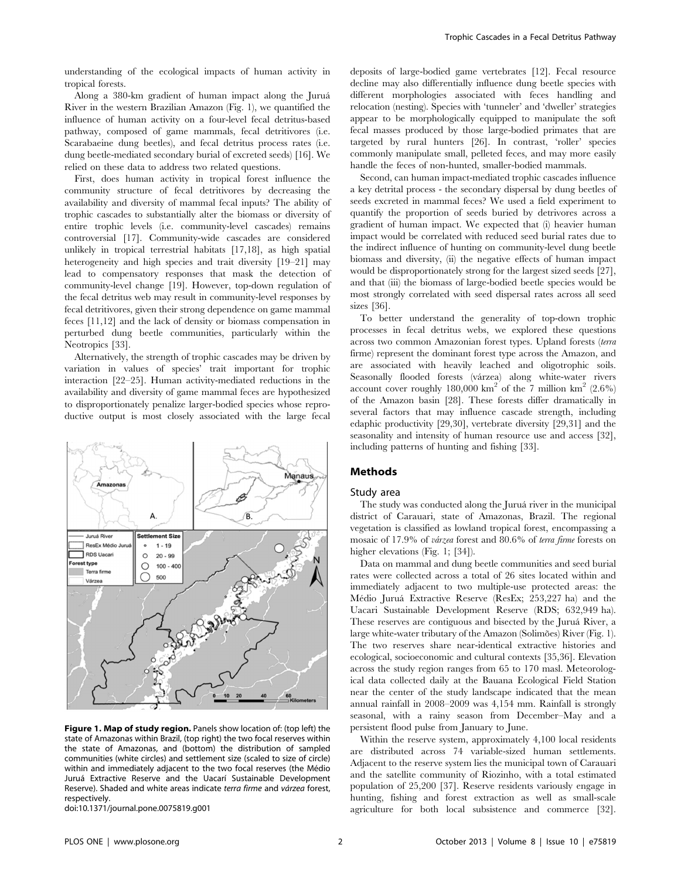understanding of the ecological impacts of human activity in tropical forests.

Along a 380-km gradient of human impact along the Juruá River in the western Brazilian Amazon (Fig. 1), we quantified the influence of human activity on a four-level fecal detritus-based pathway, composed of game mammals, fecal detritivores (i.e. Scarabaeine dung beetles), and fecal detritus process rates (i.e. dung beetle-mediated secondary burial of excreted seeds) [16]. We relied on these data to address two related questions.

First, does human activity in tropical forest influence the community structure of fecal detritivores by decreasing the availability and diversity of mammal fecal inputs? The ability of trophic cascades to substantially alter the biomass or diversity of entire trophic levels (i.e. community-level cascades) remains controversial [17]. Community-wide cascades are considered unlikely in tropical terrestrial habitats [17,18], as high spatial heterogeneity and high species and trait diversity [19–21] may lead to compensatory responses that mask the detection of community-level change [19]. However, top-down regulation of the fecal detritus web may result in community-level responses by fecal detritivores, given their strong dependence on game mammal feces [11,12] and the lack of density or biomass compensation in perturbed dung beetle communities, particularly within the Neotropics [33].

Alternatively, the strength of trophic cascades may be driven by variation in values of species' trait important for trophic interaction [22–25]. Human activity-mediated reductions in the availability and diversity of game mammal feces are hypothesized to disproportionately penalize larger-bodied species whose reproductive output is most closely associated with the large fecal deposits of large-bodied game vertebrates [12]. Fecal resource decline may also differentially influence dung beetle species with different morphologies associated with feces handling and relocation (nesting). Species with 'tunneler' and 'dweller' strategies appear to be morphologically equipped to manipulate the soft fecal masses produced by those large-bodied primates that are targeted by rural hunters [26]. In contrast, 'roller' species commonly manipulate small, pelleted feces, and may more easily handle the feces of non-hunted, smaller-bodied mammals.

Second, can human impact-mediated trophic cascades influence a key detrital process - the secondary dispersal by dung beetles of seeds excreted in mammal feces? We used a field experiment to quantify the proportion of seeds buried by detrivores across a gradient of human impact. We expected that (i) heavier human impact would be correlated with reduced seed burial rates due to the indirect influence of hunting on community-level dung beetle biomass and diversity, (ii) the negative effects of human impact would be disproportionately strong for the largest sized seeds [27], and that (iii) the biomass of large-bodied beetle species would be most strongly correlated with seed dispersal rates across all seed sizes [36].

To better understand the generality of top-down trophic processes in fecal detritus webs, we explored these questions across two common Amazonian forest types. Upland forests (*terra* firme) represent the dominant forest type across the Amazon, and are associated with heavily leached and oligotrophic soils. Seasonally flooded forests (várzea) along white-water rivers account cover roughly 180,000 km$^2$ of the 7 million km$^2$ (2.6%) of the Amazon basin [28]. These forests differ dramatically in several factors that may influence cascade strength, including edaphic productivity [29,30], vertebrate diversity [29,31] and the seasonality and intensity of human resource use and access [32], including patterns of hunting and fishing [33].

**Figure 1. Map of study region.** Panels show location of: (top left) the state of Amazonas within Brazil, (top right) the two focal reserves within the state of Amazonas, and (bottom) the distribution of sampled communities (white circles) and settlement size (scaled to size of circle) within and immediately adjacent to the two focal reserves (the Médio Juruá Extractive Reserve and the Uacarí Sustainable Development Reserve). Shaded and white areas indicate *terra firme* and *várzea* forest, respectively.
doi:10.1371/journal.pone.0075819.g001

## Methods

### Study area

The study was conducted along the Juruá river in the municipal district of Carauari, state of Amazonas, Brazil. The regional vegetation is classified as lowland tropical forest, encompassing a mosaic of 17.9% of *várzea* forest and 80.6% of *terra firme* forests on higher elevations (Fig. 1; [34]).

Data on mammal and dung beetle communities and seed burial rates were collected across a total of 26 sites located within and immediately adjacent to two multiple-use protected areas: the Médio Juruá Extractive Reserve (ResEx; 253,227 ha) and the Uacari Sustainable Development Reserve (RDS; 632,949 ha). These reserves are contiguous and bisected by the Juruá River, a large white-water tributary of the Amazon (Solimões) River (Fig. 1). The two reserves share near-identical extractive histories and ecological, socioeconomic and cultural contexts [35,36]. Elevation across the study region ranges from 65 to 170 masl. Meteorological data collected daily at the Bauana Ecological Field Station near the center of the study landscape indicated that the mean annual rainfall in 2008–2009 was 4,154 mm. Rainfall is strongly seasonal, with a rainy season from December–May and a persistent flood pulse from January to June.

Within the reserve system, approximately 4,100 local residents are distributed across 74 variable-sized human settlements. Adjacent to the reserve system lies the municipal town of Carauari and the satellite community of Riozinho, with a total estimated population of 25,200 [37]. Reserve residents variously engage in hunting, fishing and forest extraction as well as small-scale agriculture for both local subsistence and commerce [32].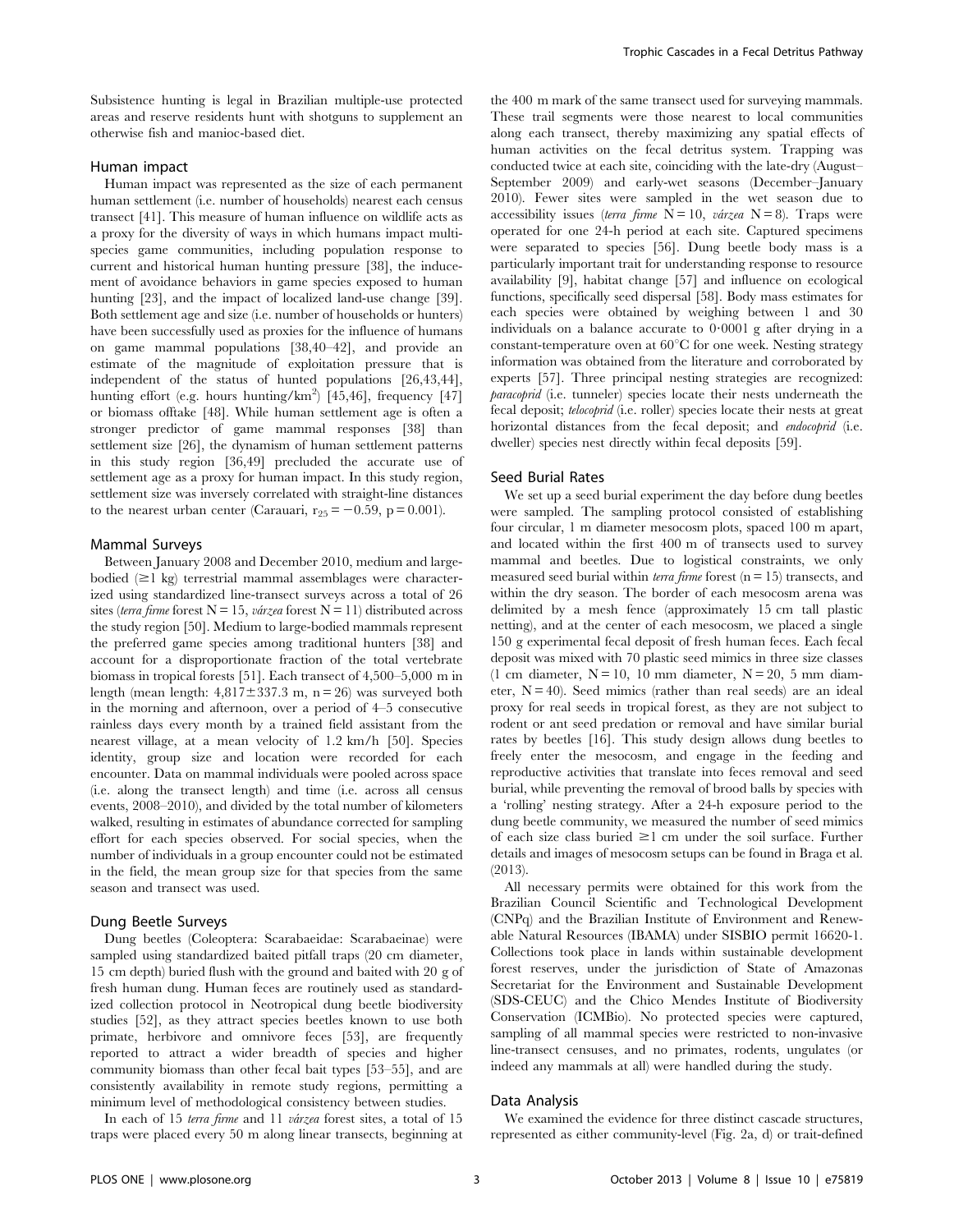Subsistence hunting is legal in Brazilian multiple-use protected areas and reserve residents hunt with shotguns to supplement an otherwise fish and manioc-based diet.

### Human impact

Human impact was represented as the size of each permanent human settlement (i.e. number of households) nearest each census transect [41]. This measure of human influence on wildlife acts as a proxy for the diversity of ways in which humans impact multi-species game communities, including population response to current and historical human hunting pressure [38], the inducement of avoidance behaviors in game species exposed to human hunting [23], and the impact of localized land-use change [39]. Both settlement age and size (i.e. number of households or hunters) have been successfully used as proxies for the influence of humans on game mammal populations [38,40–42], and provide an estimate of the magnitude of exploitation pressure that is independent of the status of hunted populations [26,43,44], hunting effort (e.g. hours hunting/km$^2$) [45,46], frequency [47] or biomass offtake [48]. While human settlement age is often a stronger predictor of game mammal responses [38] than settlement size [26], the dynamism of human settlement patterns in this study region [36,49] precluded the accurate use of settlement age as a proxy for human impact. In this study region, settlement size was inversely correlated with straight-line distances to the nearest urban center (Carauari, $r_{25} = -0.59$, $p = 0.001$).

### Mammal Surveys

Between January 2008 and December 2010, medium and large-bodied ($\geq$1 kg) terrestrial mammal assemblages were characterized using standardized line-transect surveys across a total of 26 sites (*terra firme* forest N = 15, *várzea* forest N = 11) distributed across the study region [50]. Medium to large-bodied mammals represent the preferred game species among traditional hunters [38] and account for a disproportionate fraction of the total vertebrate biomass in tropical forests [51]. Each transect of 4,500–5,000 m in length (mean length: 4,817$\pm$337.3 m, n = 26) was surveyed both in the morning and afternoon, over a period of 4–5 consecutive rainless days every month by a trained field assistant from the nearest village, at a mean velocity of 1.2 km/h [50]. Species identity, group size and location were recorded for each encounter. Data on mammal individuals were pooled across space (i.e. along the transect length) and time (i.e. across all census events, 2008–2010), and divided by the total number of kilometers walked, resulting in estimates of abundance corrected for sampling effort for each species observed. For social species, when the number of individuals in a group encounter could not be estimated in the field, the mean group size for that species from the same season and transect was used.

### Dung Beetle Surveys

Dung beetles (Coleoptera: Scarabaeidae: Scarabaeinae) were sampled using standardized baited pitfall traps (20 cm diameter, 15 cm depth) buried flush with the ground and baited with 20 g of fresh human dung. Human feces are routinely used as standardized collection protocol in Neotropical dung beetle biodiversity studies [52], as they attract species beetles known to use both primate, herbivore and omnivore feces [53], are frequently reported to attract a wider breadth of species and higher community biomass than other fecal bait types [53–55], and are consistently availability in remote study regions, permitting a minimum level of methodological consistency between studies.

In each of 15 *terra firme* and 11 *várzea* forest sites, a total of 15 traps were placed every 50 m along linear transects, beginning at the 400 m mark of the same transect used for surveying mammals. These trail segments were those nearest to local communities along each transect, thereby maximizing any spatial effects of human activities on the fecal detritus system. Trapping was conducted twice at each site, coinciding with the late-dry (August–September 2009) and early-wet seasons (December–January 2010). Fewer sites were sampled in the wet season due to accessibility issues (*terra firme* N = 10, *várzea* N = 8). Traps were operated for one 24-h period at each site. Captured specimens were separated to species [56]. Dung beetle body mass is a particularly important trait for understanding response to resource availability [9], habitat change [57] and influence on ecological functions, specifically seed dispersal [58]. Body mass estimates for each species were obtained by weighing between 1 and 30 individuals on a balance accurate to 0·0001 g after drying in a constant-temperature oven at 60°C for one week. Nesting strategy information was obtained from the literature and corroborated by experts [57]. Three principal nesting strategies are recognized: *paracoprid* (i.e. tunneler) species locate their nests underneath the fecal deposit; *telocoprid* (i.e. roller) species locate their nests at great horizontal distances from the fecal deposit; and *endocoprid* (i.e. dweller) species nest directly within fecal deposits [59].

### Seed Burial Rates

We set up a seed burial experiment the day before dung beetles were sampled. The sampling protocol consisted of establishing four circular, 1 m diameter mesocosm plots, spaced 100 m apart, and located within the first 400 m of transects used to survey mammal and beetles. Due to logistical constraints, we only measured seed burial within *terra firme* forest (n = 15) transects, and within the dry season. The border of each mesocosm arena was delimited by a mesh fence (approximately 15 cm tall plastic netting), and at the center of each mesocosm, we placed a single 150 g experimental fecal deposit of fresh human feces. Each fecal deposit was mixed with 70 plastic seed mimics in three size classes (1 cm diameter, N = 10, 10 mm diameter, N = 20, 5 mm diameter, N = 40). Seed mimics (rather than real seeds) are an ideal proxy for real seeds in tropical forest, as they are not subject to rodent or ant seed predation or removal and have similar burial rates by beetles [16]. This study design allows dung beetles to freely enter the mesocosm, and engage in the feeding and reproductive activities that translate into feces removal and seed burial, while preventing the removal of brood balls by species with a 'rolling' nesting strategy. After a 24-h exposure period to the dung beetle community, we measured the number of seed mimics of each size class buried $\geq$1 cm under the soil surface. Further details and images of mesocosm setups can be found in Braga et al. (2013).

All necessary permits were obtained for this work from the Brazilian Council Scientific and Technological Development (CNPq) and the Brazilian Institute of Environment and Renewable Natural Resources (IBAMA) under SISBIO permit 16620-1. Collections took place in lands within sustainable development forest reserves, under the jurisdiction of State of Amazonas Secretariat for the Environment and Sustainable Development (SDS-CEUC) and the Chico Mendes Institute of Biodiversity Conservation (ICMBio). No protected species were captured, sampling of all mammal species were restricted to non-invasive line-transect censuses, and no primates, rodents, ungulates (or indeed any mammals at all) were handled during the study.

### Data Analysis

We examined the evidence for three distinct cascade structures, represented as either community-level (Fig. 2a, d) or trait-defined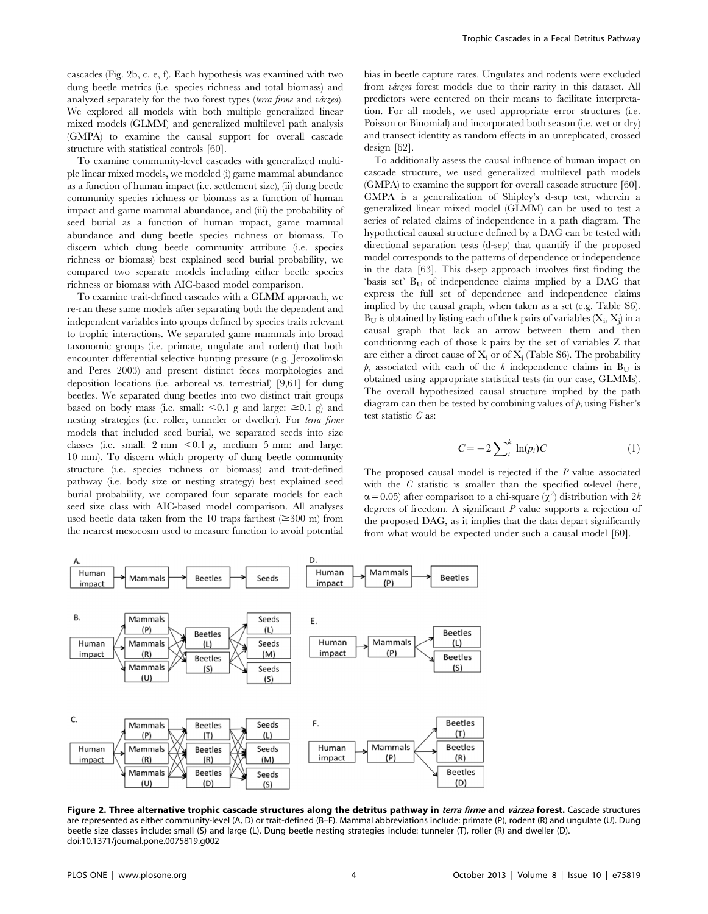cascades (Fig. 2b, c, e, f). Each hypothesis was examined with two dung beetle metrics (i.e. species richness and total biomass) and analyzed separately for the two forest types (*terra firme* and *várzea*). We explored all models with both multiple generalized linear mixed models (GLMM) and generalized multilevel path analysis (GMPA) to examine the causal support for overall cascade structure with statistical controls [60].

To examine community-level cascades with generalized multiple linear mixed models, we modeled (i) game mammal abundance as a function of human impact (i.e. settlement size), (ii) dung beetle community species richness or biomass as a function of human impact and game mammal abundance, and (iii) the probability of seed burial as a function of human impact, game mammal abundance and dung beetle species richness or biomass. To discern which dung beetle community attribute (i.e. species richness or biomass) best explained seed burial probability, we compared two separate models including either beetle species richness or biomass with AIC-based model comparison.

To examine trait-defined cascades with a GLMM approach, we re-ran these same models after separating both the dependent and independent variables into groups defined by species traits relevant to trophic interactions. We separated game mammals into broad taxonomic groups (i.e. primate, ungulate and rodent) that both encounter differential selective hunting pressure (e.g. Jerozolimski and Peres 2003) and present distinct feces morphologies and deposition locations (i.e. arboreal vs. terrestrial) [9,61] for dung beetles. We separated dung beetles into two distinct trait groups based on body mass (i.e. small: <0.1 g and large: ≥0.1 g) and nesting strategies (i.e. roller, tunneler or dweller). For *terra firme* models that included seed burial, we separated seeds into size classes (i.e. small: 2 mm <0.1 g, medium 5 mm: and large: 10 mm). To discern which property of dung beetle community structure (i.e. species richness or biomass) and trait-defined pathway (i.e. body size or nesting strategy) best explained seed burial probability, we compared four separate models for each seed size class with AIC-based model comparison. All analyses used beetle data taken from the 10 traps farthest (≥300 m) from the nearest mesocosm used to measure function to avoid potential bias in beetle capture rates. Ungulates and rodents were excluded from *várzea* forest models due to their rarity in this dataset. All predictors were centered on their means to facilitate interpretation. For all models, we used appropriate error structures (i.e. Poisson or Binomial) and incorporated both season (i.e. wet or dry) and transect identity as random effects in an unreplicated, crossed design [62].

To additionally assess the causal influence of human impact on cascade structure, we used generalized multilevel path models (GMPA) to examine the support for overall cascade structure [60]. GMPA is a generalization of Shipley's d-sep test, wherein a generalized linear mixed model (GLMM) can be used to test a series of related claims of independence in a path diagram. The hypothetical causal structure defined by a DAG can be tested with directional separation tests (d-sep) that quantify if the proposed model corresponds to the patterns of dependence or independence in the data [63]. This d-sep approach involves first finding the 'basis set' $B_U$ of independence claims implied by a DAG that express the full set of dependence and independence claims implied by the causal graph, when taken as a set (e.g. Table S6). $B_U$ is obtained by listing each of the k pairs of variables ($X_i$, $X_j$) in a causal graph that lack an arrow between them and then conditioning each of those k pairs by the set of variables Z that are either a direct cause of $X_i$ or of $X_j$ (Table S6). The probability $p_i$ associated with each of the $k$ independence claims in $B_U$ is obtained using appropriate statistical tests (in our case, GLMMs). The overall hypothesized causal structure implied by the path diagram can then be tested by combining values of $p_i$ using Fisher's test statistic $C$ as:

$$C = -2\sum_{i}^{k} \ln(p_i)C \qquad (1)$$

The proposed causal model is rejected if the $P$ value associated with the $C$ statistic is smaller than the specified α-level (here, α = 0.05) after comparison to a chi-square ($\chi^2$) distribution with $2k$ degrees of freedom. A significant $P$ value supports a rejection of the proposed DAG, as it implies that the data depart significantly from what would be expected under such a causal model [60].

**Figure 2. Three alternative trophic cascade structures along the detritus pathway in *terra firme* and *várzea* forest.** Cascade structures are represented as either community-level (A, D) or trait-defined (B–F). Mammal abbreviations include: primate (P), rodent (R) and ungulate (U). Dung beetle size classes include: small (S) and large (L). Dung beetle nesting strategies include: tunneler (T), roller (R) and dweller (D).
doi:10.1371/journal.pone.0075819.g002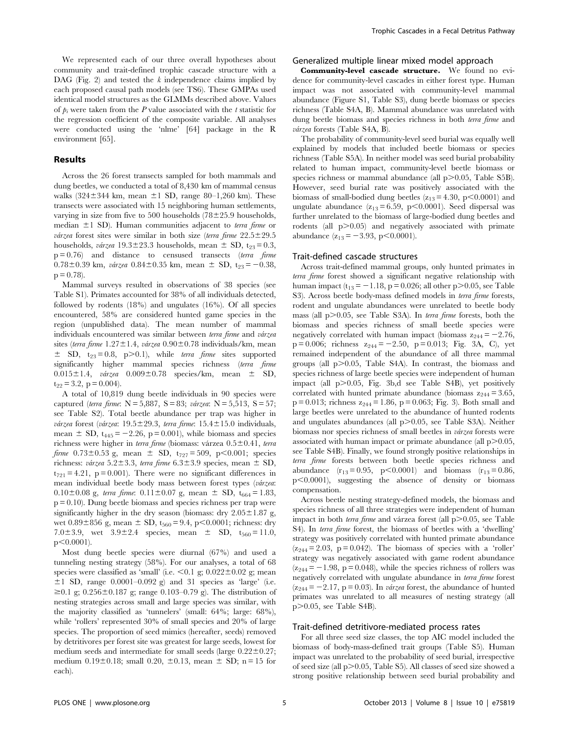We represented each of our three overall hypotheses about community and trait-defined trophic cascade structure with a DAG (Fig. 2) and tested the $k$ independence claims implied by each proposed causal path models (see TS6). These GMPAs used identical model structures as the GLMMs described above. Values of $p_i$ were taken from the $P$ value associated with the $t$ statistic for the regression coefficient of the composite variable. All analyses were conducted using the 'nlme' [64] package in the R environment [65].

## Results

Across the 26 forest transects sampled for both mammals and dung beetles, we conducted a total of 8,430 km of mammal census walks (324±344 km, mean ±1 SD, range 80–1,260 km). These transects were associated with 15 neighboring human settlements, varying in size from five to 500 households (78±25.9 households, median ±1 SD). Human communities adjacent to *terra firme* or *várzea* forest sites were similar in both size (*terra firme* 22.5±29.5 households, *várzea* 19.3±23.3 households, mean ± SD, $t_{23}=0.3$, $p=0.76$) and distance to censused transects (*terra firme* 0.78±0.39 km, *várzea* 0.84±0.35 km, mean ± SD, $t_{23}=-0.38$, $p=0.78$).

Mammal surveys resulted in observations of 38 species (see Table S1). Primates accounted for 38% of all individuals detected, followed by rodents (18%) and ungulates (16%). Of all species encountered, 58% are considered hunted game species in the region (unpublished data). The mean number of mammal individuals encountered was similar between *terra firme* and *várzea* sites (*terra firme* 1.27±1.4, *várzea* 0.90±0.78 individuals/km, mean ± SD, $t_{23}=0.8$, $p>0.1$), while *terra firme* sites supported significantly higher mammal species richness (*terra firme* 0.015±1.4, *várzea* 0.009±0.78 species/km, mean ± SD, $t_{22}=3.2$, $p=0.004$).

A total of 10,819 dung beetle individuals in 90 species were captured (*terra firme*: N = 5,887, S = 83; *várzea*: N = 5,513, S = 57; see Table S2). Total beetle abundance per trap was higher in *várzea* forest (*várzea*: 19.5±29.3, *terra firme*: 15.4±15.0 individuals, mean ± SD, $t_{445}=-2.26$, $p=0.001$), while biomass and species richness were higher in *terra firme* (biomass: várzea 0.5±0.41, *terra firme* 0.73±0.53 g, mean ± SD, $t_{727}=509$, $p<0.001$; species richness: *várzea* 5.2±3.3, *terra firme* 6.3±3.9 species, mean ± SD, $t_{721}=4.21$, $p=0.001$). There were no significant differences in mean individual beetle body mass between forest types (*várzea*: 0.10±0.08 g, *terra firme*: 0.11±0.07 g, mean ± SD, $t_{664}=1.83$, $p=0.10$). Dung beetle biomass and species richness per trap were significantly higher in the dry season (biomass: dry 2.05±1.87 g, wet 0.89±856 g, mean ± SD, $t_{560}=9.4$, $p<0.0001$; richness: dry 7.0±3.9, wet 3.9±2.4 species, mean ± SD, $t_{560}=11.0$, $p<0.0001$).

Most dung beetle species were diurnal (67%) and used a tunneling nesting strategy (58%). For our analyses, a total of 68 species were classified as 'small' (i.e. <0.1 g; 0.022±0.02 g; mean ±1 SD, range 0.0001–0.092 g) and 31 species as 'large' (i.e. ≥0.1 g; 0.256±0.187 g; range 0.103–0.79 g). The distribution of nesting strategies across small and large species was similar, with the majority classified as 'tunnelers' (small: 64%; large: 68%), while 'rollers' represented 30% of small species and 20% of large species. The proportion of seed mimics (hereafter, seeds) removed by detritivores per forest site was greatest for large seeds, lowest for medium seeds and intermediate for small seeds (large 0.22±0.27; medium 0.19±0.18; small 0.20, ±0.13, mean ± SD; n = 15 for each).

### Generalized multiple linear mixed model approach

**Community-level cascade structure.** We found no evidence for community-level cascades in either forest type. Human impact was not associated with community-level mammal abundance (Figure S1, Table S3), dung beetle biomass or species richness (Table S4A, B). Mammal abundance was unrelated with dung beetle biomass and species richness in both *terra firme* and *várzea* forests (Table S4A, B).

The probability of community-level seed burial was equally well explained by models that included beetle biomass or species richness (Table S5A). In neither model was seed burial probability related to human impact, community-level beetle biomass or species richness or mammal abundance (all $p>0.05$, Table S5B). However, seed burial rate was positively associated with the biomass of small-bodied dung beetles ($z_{13}=4.30$, $p<0.0001$) and ungulate abundance ($z_{13}=6.59$, $p<0.0001$). Seed dispersal was further unrelated to the biomass of large-bodied dung beetles and rodents (all $p>0.05$) and negatively associated with primate abundance ($z_{13}=-3.93$, $p<0.0001$).

### Trait-defined cascade structures

Across trait-defined mammal groups, only hunted primates in *terra firme* forest showed a significant negative relationship with human impact ($t_{13}=-1.18$, $p=0.026$; all other $p>0.05$, see Table S3). Across beetle body-mass defined models in *terra firme* forests, rodent and ungulate abundances were unrelated to beetle body mass (all $p>0.05$, see Table S3A). In *terra firme* forests, both the biomass and species richness of small beetle species were negatively correlated with human impact (biomass $z_{244}=-2.76$, $p=0.006$; richness $z_{244}=-2.50$, $p=0.013$; Fig. 3A, C), yet remained independent of the abundance of all three mammal groups (all $p>0.05$, Table S4A). In contrast, the biomass and species richness of large beetle species were independent of human impact (all $p>0.05$, Fig. 3b,d see Table S4B), yet positively correlated with hunted primate abundance (biomass $z_{244}=3.65$, $p=0.013$; richness $z_{244}=1.86$, $p=0.063$; Fig. 3). Both small and large beetles were unrelated to the abundance of hunted rodents and ungulates abundances (all $p>0.05$, see Table S3A). Neither biomass nor species richness of small beetles in *várzea* forests were associated with human impact or primate abundance (all $p>0.05$, see Table S4B). Finally, we found strongly positive relationships in *terra firme* forests between both beetle species richness and abundance ($r_{13}=0.95$, $p<0.0001$) and biomass ($r_{13}=0.86$, $p<0.0001$), suggesting the absence of density or biomass compensation.

Across beetle nesting strategy-defined models, the biomass and species richness of all three strategies were independent of human impact in both *terra firme* and várzea forest (all $p>0.05$, see Table S4). In *terra firme* forest, the biomass of beetles with a 'dwelling' strategy was positively correlated with hunted primate abundance ($z_{244}=2.03$, $p=0.042$). The biomass of species with a 'roller' strategy was negatively associated with game rodent abundance ($z_{244}=-1.98$, $p=0.048$), while the species richness of rollers was negatively correlated with ungulate abundance in *terra firme* forest ($z_{244}=-2.17$, $p=0.03$). In *várzea* forest, the abundance of hunted primates was unrelated to all measures of nesting strategy (all $p>0.05$, see Table S4B).

### Trait-defined detritivore-mediated process rates

For all three seed size classes, the top AIC model included the biomass of body-mass-defined trait groups (Table S5). Human impact was unrelated to the probability of seed burial, irrespective of seed size (all $p>0.05$, Table S5). All classes of seed size showed a strong positive relationship between seed burial probability and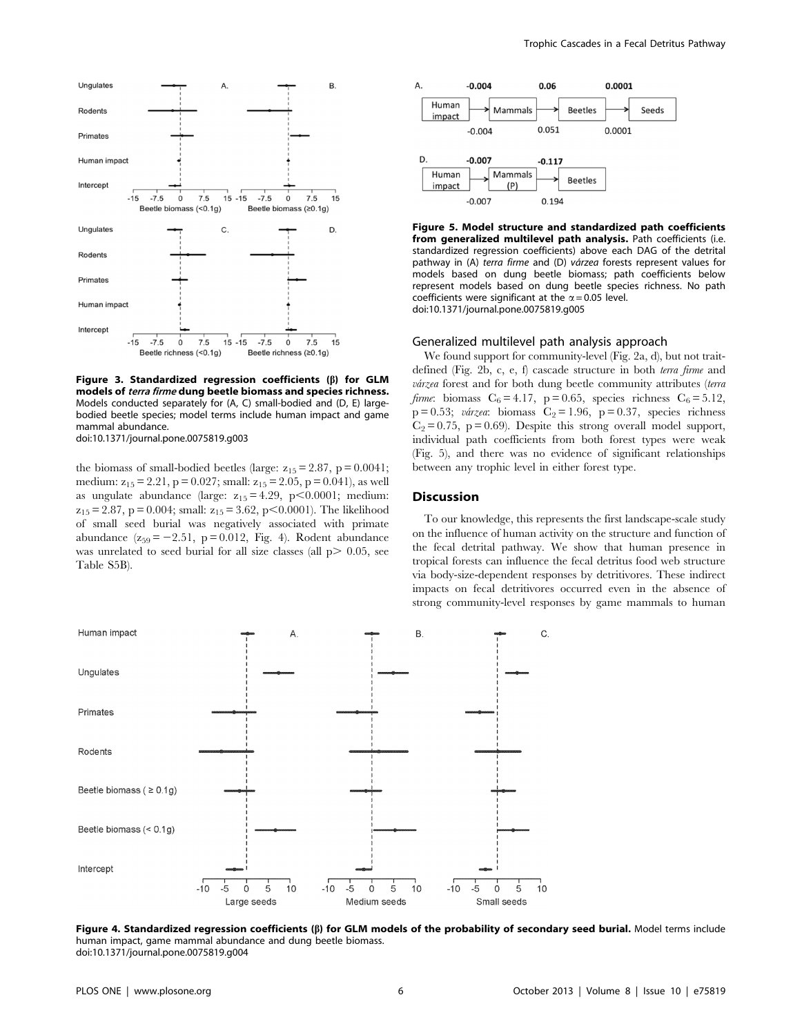Figure 3. Standardized regression coefficients (β) for GLM models of *terra firme* dung beetle biomass and species richness. Models conducted separately for (A, C) small-bodied and (D, E) large-bodied beetle species; model terms include human impact and game mammal abundance.
doi:10.1371/journal.pone.0075819.g003

the biomass of small-bodied beetles (large: $z_{15} = 2.87$, $p = 0.0041$; medium: $z_{15} = 2.21$, $p = 0.027$; small: $z_{15} = 2.05$, $p = 0.041$), as well as ungulate abundance (large: $z_{15} = 4.29$, $p < 0.0001$; medium: $z_{15} = 2.87$, $p = 0.004$; small: $z_{15} = 3.62$, $p < 0.0001$). The likelihood of small seed burial was negatively associated with primate abundance ($z_{59} = -2.51$, $p = 0.012$, Fig. 4). Rodent abundance was unrelated to seed burial for all size classes (all $p > 0.05$, see Table S5B).

Figure 5. Model structure and standardized path coefficients from generalized multilevel path analysis. Path coefficients (i.e. standardized regression coefficients) above each DAG of the detrital pathway in (A) *terra firme* and (D) *várzea* forests represent values for models based on dung beetle biomass; path coefficients below represent models based on dung beetle species richness. No path coefficients were significant at the $\alpha = 0.05$ level.
doi:10.1371/journal.pone.0075819.g005

### Generalized multilevel path analysis approach

We found support for community-level (Fig. 2a, d), but not trait-defined (Fig. 2b, c, e, f) cascade structure in both *terra firme* and *várzea* forest and for both dung beetle community attributes (*terra firme*: biomass $C_6 = 4.17$, $p = 0.65$, species richness $C_6 = 5.12$, $p = 0.53$; *várzea*: biomass $C_2 = 1.96$, $p = 0.37$, species richness $C_2 = 0.75$, $p = 0.69$). Despite this strong overall model support, individual path coefficients from both forest types were weak (Fig. 5), and there was no evidence of significant relationships between any trophic level in either forest type.

## Discussion

To our knowledge, this represents the first landscape-scale study on the influence of human activity on the structure and function of the fecal detrital pathway. We show that human presence in tropical forests can influence the fecal detritus food web structure via body-size-dependent responses by detritivores. These indirect impacts on fecal detritivores occurred even in the absence of strong community-level responses by game mammals to human

Figure 4. Standardized regression coefficients (β) for GLM models of the probability of secondary seed burial. Model terms include human impact, game mammal abundance and dung beetle biomass.
doi:10.1371/journal.pone.0075819.g004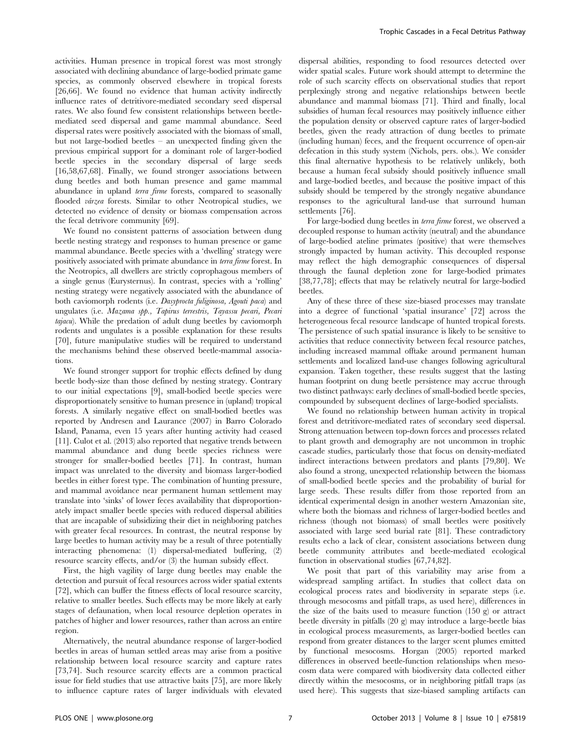activities. Human presence in tropical forest was most strongly associated with declining abundance of large-bodied primate game species, as commonly observed elsewhere in tropical forests [26,66]. We found no evidence that human activity indirectly influence rates of detritivore-mediated secondary seed dispersal rates. We also found few consistent relationships between beetle-mediated seed dispersal and game mammal abundance. Seed dispersal rates were positively associated with the biomass of small, but not large-bodied beetles – an unexpected finding given the previous empirical support for a dominant role of larger-bodied beetle species in the secondary dispersal of large seeds [16,58,67,68]. Finally, we found stronger associations between dung beetles and both human presence and game mammal abundance in upland *terra firme* forests, compared to seasonally flooded *várzea* forests. Similar to other Neotropical studies, we detected no evidence of density or biomass compensation across the fecal detrivore community [69].

We found no consistent patterns of association between dung beetle nesting strategy and responses to human presence or game mammal abundance. Beetle species with a 'dwelling' strategy were positively associated with primate abundance in *terra firme* forest. In the Neotropics, all dwellers are strictly coprophagous members of a single genus (Eurysternus). In contrast, species with a 'rolling' nesting strategy were negatively associated with the abundance of both caviomorph rodents (i.e. *Dasyprocta fuliginosa, Agouti paca*) and ungulates (i.e. *Mazama spp., Tapirus terrestris, Tayassu pecari, Pecari tajacu*). While the predation of adult dung beetles by caviomorph rodents and ungulates is a possible explanation for these results [70], future manipulative studies will be required to understand the mechanisms behind these observed beetle-mammal associations.

We found stronger support for trophic effects defined by dung beetle body-size than those defined by nesting strategy. Contrary to our initial expectations [9], small-bodied beetle species were disproportionately sensitive to human presence in (upland) tropical forests. A similarly negative effect on small-bodied beetles was reported by Andresen and Laurance (2007) in Barro Colorado Island, Panama, even 15 years after hunting activity had ceased [11]. Culot et al. (2013) also reported that negative trends between mammal abundance and dung beetle species richness were stronger for smaller-bodied beetles [71]. In contrast, human impact was unrelated to the diversity and biomass larger-bodied beetles in either forest type. The combination of hunting pressure, and mammal avoidance near permanent human settlement may translate into 'sinks' of lower feces availability that disproportionately impact smaller beetle species with reduced dispersal abilities that are incapable of subsidizing their diet in neighboring patches with greater fecal resources. In contrast, the neutral response by large beetles to human activity may be a result of three potentially interacting phenomena: (1) dispersal-mediated buffering, (2) resource scarcity effects, and/or (3) the human subsidy effect.

First, the high vagility of large dung beetles may enable the detection and pursuit of fecal resources across wider spatial extents [72], which can buffer the fitness effects of local resource scarcity, relative to smaller beetles. Such effects may be more likely at early stages of defaunation, when local resource depletion operates in patches of higher and lower resources, rather than across an entire region.

Alternatively, the neutral abundance response of larger-bodied beetles in areas of human settled areas may arise from a positive relationship between local resource scarcity and capture rates [73,74]. Such resource scarcity effects are a common practical issue for field studies that use attractive baits [75], are more likely to influence capture rates of larger individuals with elevated dispersal abilities, responding to food resources detected over wider spatial scales. Future work should attempt to determine the role of such scarcity effects on observational studies that report perplexingly strong and negative relationships between beetle abundance and mammal biomass [71]. Third and finally, local subsidies of human fecal resources may positively influence either the population density or observed capture rates of larger-bodied beetles, given the ready attraction of dung beetles to primate (including human) feces, and the frequent occurrence of open-air defecation in this study system (Nichols, pers. obs.). We consider this final alternative hypothesis to be relatively unlikely, both because a human fecal subsidy should positively influence small and large-bodied beetles, and because the positive impact of this subsidy should be tempered by the strongly negative abundance responses to the agricultural land-use that surround human settlements [76].

For large-bodied dung beetles in *terra firme* forest, we observed a decoupled response to human activity (neutral) and the abundance of large-bodied ateline primates (positive) that were themselves strongly impacted by human activity. This decoupled response may reflect the high demographic consequences of dispersal through the faunal depletion zone for large-bodied primates [38,77,78]; effects that may be relatively neutral for large-bodied beetles.

Any of these three of these size-biased processes may translate into a degree of functional 'spatial insurance' [72] across the heterogeneous fecal resource landscape of hunted tropical forests. The persistence of such spatial insurance is likely to be sensitive to activities that reduce connectivity between fecal resource patches, including increased mammal offtake around permanent human settlements and localized land-use changes following agricultural expansion. Taken together, these results suggest that the lasting human footprint on dung beetle persistence may accrue through two distinct pathways: early declines of small-bodied beetle species, compounded by subsequent declines of large-bodied specialists.

We found no relationship between human activity in tropical forest and detritivore-mediated rates of secondary seed dispersal. Strong attenuation between top-down forces and processes related to plant growth and demography are not uncommon in trophic cascade studies, particularly those that focus on density-mediated indirect interactions between predators and plants [79,80]. We also found a strong, unexpected relationship between the biomass of small-bodied beetle species and the probability of burial for large seeds. These results differ from those reported from an identical experimental design in another western Amazonian site, where both the biomass and richness of larger-bodied beetles and richness (though not biomass) of small beetles were positively associated with large seed burial rate [81]. These contradictory results echo a lack of clear, consistent associations between dung beetle community attributes and beetle-mediated ecological function in observational studies [67,74,82].

We posit that part of this variability may arise from a widespread sampling artifact. In studies that collect data on ecological process rates and biodiversity in separate steps (i.e. through mesocosms and pitfall traps, as used here), differences in the size of the baits used to measure function (150 g) or attract beetle diversity in pitfalls (20 g) may introduce a large-beetle bias in ecological process measurements, as larger-bodied beetles can respond from greater distances to the larger scent plumes emitted by functional mesocosms. Horgan (2005) reported marked differences in observed beetle-function relationships when mesocosm data were compared with biodiversity data collected either directly within the mesocosms, or in neighboring pitfall traps (as used here). This suggests that size-biased sampling artifacts can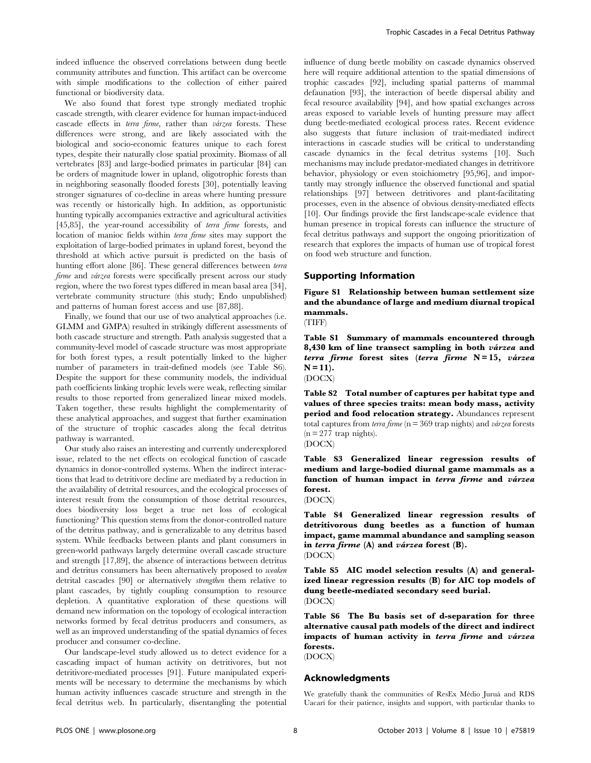indeed influence the observed correlations between dung beetle community attributes and function. This artifact can be overcome with simple modifications to the collection of either paired functional or biodiversity data.

We also found that forest type strongly mediated trophic cascade strength, with clearer evidence for human impact-induced cascade effects in *terra firme*, rather than *várzea* forests. These differences were strong, and are likely associated with the biological and socio-economic features unique to each forest types, despite their naturally close spatial proximity. Biomass of all vertebrates [83] and large-bodied primates in particular [84] can be orders of magnitude lower in upland, oligotrophic forests than in neighboring seasonally flooded forests [30], potentially leaving stronger signatures of co-decline in areas where hunting pressure was recently or historically high. In addition, as opportunistic hunting typically accompanies extractive and agricultural activities [45,85], the year-round accessibility of *terra firme* forests, and location of manioc fields within *terra firme* sites may support the exploitation of large-bodied primates in upland forest, beyond the threshold at which active pursuit is predicted on the basis of hunting effort alone [86]. These general differences between *terra firme* and *várzea* forests were specifically present across our study region, where the two forest types differed in mean basal area [34], vertebrate community structure (this study; Endo unpublished) and patterns of human forest access and use [87,88].

Finally, we found that our use of two analytical approaches (i.e. GLMM and GMPA) resulted in strikingly different assessments of both cascade structure and strength. Path analysis suggested that a community-level model of cascade structure was most appropriate for both forest types, a result potentially linked to the higher number of parameters in trait-defined models (see Table S6). Despite the support for these community models, the individual path coefficients linking trophic levels were weak, reflecting similar results to those reported from generalized linear mixed models. Taken together, these results highlight the complementarity of these analytical approaches, and suggest that further examination of the structure of trophic cascades along the fecal detritus pathway is warranted.

Our study also raises an interesting and currently underexplored issue, related to the net effects on ecological function of cascade dynamics in donor-controlled systems. When the indirect interactions that lead to detritivore decline are mediated by a reduction in the availability of detrital resources, and the ecological processes of interest result from the consumption of those detrital resources, does biodiversity loss beget a true net loss of ecological functioning? This question stems from the donor-controlled nature of the detritus pathway, and is generalizable to any detritus based system. While feedbacks between plants and plant consumers in green-world pathways largely determine overall cascade structure and strength [17,89], the absence of interactions between detritus and detritus consumers has been alternatively proposed to *weaken* detrital cascades [90] or alternatively *strengthen* them relative to plant cascades, by tightly coupling consumption to resource depletion. A quantitative exploration of these questions will demand new information on the topology of ecological interaction networks formed by fecal detritus producers and consumers, as well as an improved understanding of the spatial dynamics of feces producer and consumer co-decline.

Our landscape-level study allowed us to detect evidence for a cascading impact of human activity on detritivores, but not detritivore-mediated processes [91]. Future manipulated experiments will be necessary to determine the mechanisms by which human activity influences cascade structure and strength in the fecal detritus web. In particularly, disentangling the potential influence of dung beetle mobility on cascade dynamics observed here will require additional attention to the spatial dimensions of trophic cascades [92], including spatial patterns of mammal defaunation [93], the interaction of beetle dispersal ability and fecal resource availability [94], and how spatial exchanges across areas exposed to variable levels of hunting pressure may affect dung beetle-mediated ecological process rates. Recent evidence also suggests that future inclusion of trait-mediated indirect interactions in cascade studies will be critical to understanding cascade dynamics in the fecal detritus systems [10]. Such mechanisms may include predator-mediated changes in detritivore behavior, physiology or even stoichiometry [95,96], and importantly may strongly influence the observed functional and spatial relationships [97] between detritivores and plant-facilitating processes, even in the absence of obvious density-mediated effects [10]. Our findings provide the first landscape-scale evidence that human presence in tropical forests can influence the structure of fecal detritus pathways and support the ongoing prioritization of research that explores the impacts of human use of tropical forest on food web structure and function.

## Supporting Information

**Figure S1 Relationship between human settlement size and the abundance of large and medium diurnal tropical mammals.**
(TIFF)

**Table S1 Summary of mammals encountered through 8,430 km of line transect sampling in both *várzea* and *terra firme* forest sites (*terra firme* N = 15, *várzea* N = 11).**
(DOCX)

**Table S2 Total number of captures per habitat type and values of three species traits: mean body mass, activity period and food relocation strategy.** Abundances represent total captures from *terra firme* (n = 369 trap nights) and *várzea* forests (n = 277 trap nights).
(DOCX)

**Table S3 Generalized linear regression results of medium and large-bodied diurnal game mammals as a function of human impact in *terra firme* and *várzea* forest.**
(DOCX)

**Table S4 Generalized linear regression results of detritivorous dung beetles as a function of human impact, game mammal abundance and sampling season in *terra firme* (A) and *várzea* forest (B).**
(DOCX)

**Table S5 AIC model selection results (A) and generalized linear regression results (B) for AIC top models of dung beetle-mediated secondary seed burial.**
(DOCX)

**Table S6 The Bu basis set of d-separation for three alternative causal path models of the direct and indirect impacts of human activity in *terra firme* and *várzea* forests.**
(DOCX)

## Acknowledgments

We gratefully thank the communities of ResEx Médio Juruá and RDS Uacarí for their patience, insights and support, with particular thanks to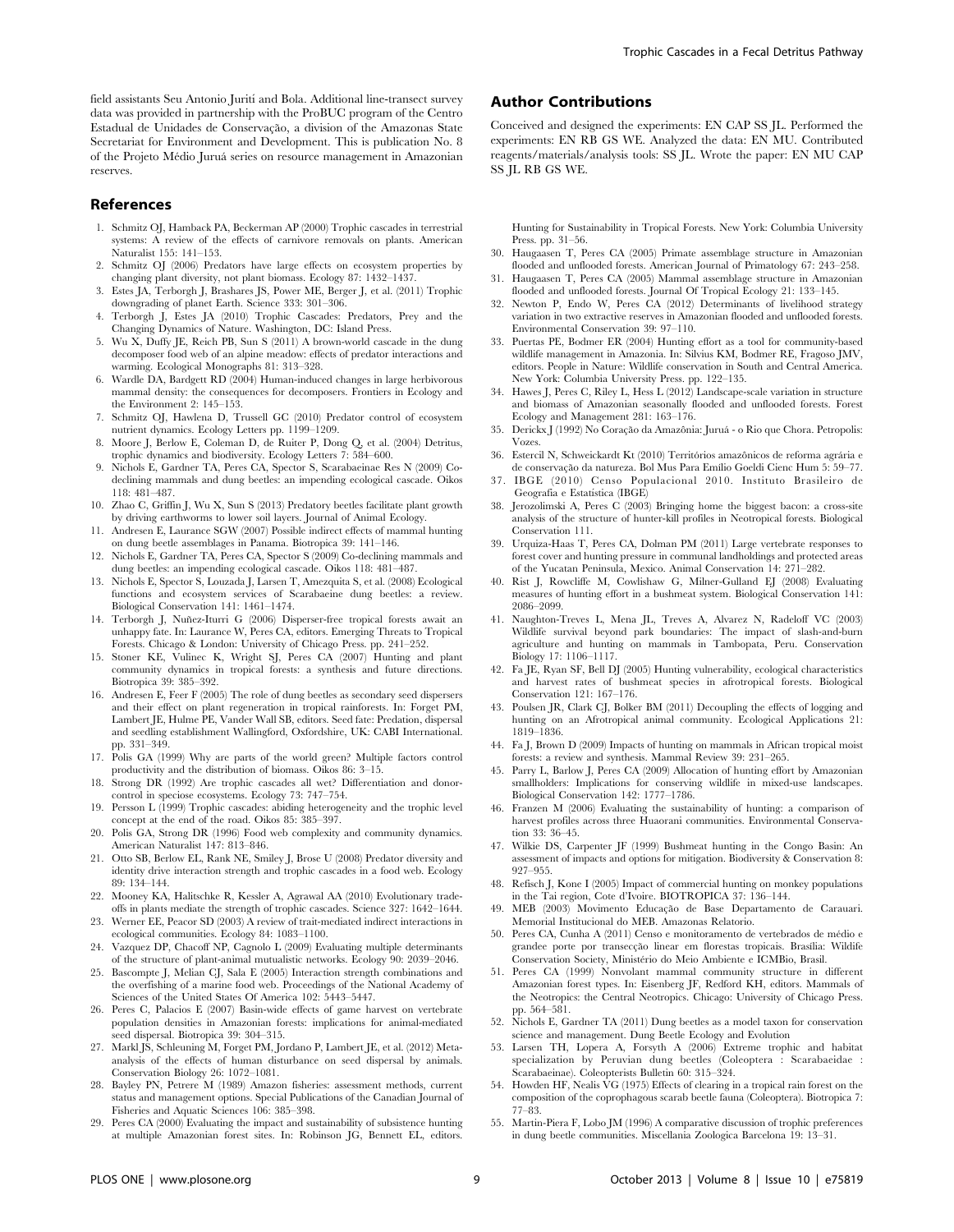field assistants Seu Antonio Jurití and Bola. Additional line-transect survey data was provided in partnership with the ProBUC program of the Centro Estadual de Unidades de Conservação, a division of the Amazonas State Secretariat for Environment and Development. This is publication No. 8 of the Projeto Médio Juruá series on resource management in Amazonian reserves.

## Author Contributions

Conceived and designed the experiments: EN CAP SS JL. Performed the experiments: EN RB GS WE. Analyzed the data: EN MU. Contributed reagents/materials/analysis tools: SS JL. Wrote the paper: EN MU CAP SS JL RB GS WE.

## References

1. Schmitz OJ, Hamback PA, Beckerman AP (2000) Trophic cascades in terrestrial systems: A review of the effects of carnivore removals on plants. American Naturalist 155: 141–153.
2. Schmitz OJ (2006) Predators have large effects on ecosystem properties by changing plant diversity, not plant biomass. Ecology 87: 1432–1437.
3. Estes JA, Terborgh J, Brashares JS, Power ME, Berger J, et al. (2011) Trophic downgrading of planet Earth. Science 333: 301–306.
4. Terborgh J, Estes JA (2010) Trophic Cascades: Predators, Prey and the Changing Dynamics of Nature. Washington, DC: Island Press.
5. Wu X, Duffy JE, Reich PB, Sun S (2011) A brown-world cascade in the dung decomposer food web of an alpine meadow: effects of predator interactions and warming. Ecological Monographs 81: 313–328.
6. Wardle DA, Bargett RD (2004) Human-induced changes in large herbivorous mammal density: the consequences for decomposers. Frontiers in Ecology and the Environment 2: 145–153.
7. Schmitz OJ, Hawlena D, Trussell GC (2010) Predator control of ecosystem nutrient dynamics. Ecology Letters pp. 1199–1209.
8. Moore J, Berlow E, Coleman D, de Ruiter P, Dong Q, et al. (2004) Detritus, trophic dynamics and biodiversity. Ecology Letters 7: 584–600.
9. Nichols E, Gardner TA, Peres CA, Spector S, Scarabaeinae Res N (2009) Co-declining mammals and dung beetles: an impending ecological cascade. Oikos 118: 481–487.
10. Zhao C, Griffin J, Wu X, Sun S (2013) Predatory beetles facilitate plant growth by driving earthworms to lower soil layers. Journal of Animal Ecology.
11. Andresen E, Laurance SGW (2007) Possible indirect effects of mammal hunting on dung beetle assemblages in Panama. Biotropica 39: 141–146.
12. Nichols E, Gardner TA, Peres CA, Spector S (2009) Co-declining mammals and dung beetles: an impending ecological cascade. Oikos 118: 481–487.
13. Nichols E, Spector S, Louzada J, Larsen T, Amezquita S, et al. (2008) Ecological functions and ecosystem services of Scarabaeine dung beetles: a review. Biological Conservation 141: 1461–1474.
14. Terborgh J, Nuñez-Iturri G (2006) Disperser-free tropical forests await an unhappy fate. In: Laurance W, Peres CA, editors. Emerging Threats to Tropical Forests. Chicago & London: University of Chicago Press. pp. 241–252.
15. Stoner KE, Vulinec K, Wright SJ, Peres CA (2007) Hunting and plant community dynamics in tropical forests: a synthesis and future directions. Biotropica 39: 385–392.
16. Andresen E, Feer F (2005) The role of dung beetles as secondary seed dispersers and their effect on plant regeneration in tropical rainforests. In: Forget PM, Lambert JE, Hulme PE, Vander Wall SB, editors. Seed fate: Predation, dispersal and seedling establishment Wallingford, Oxfordshire, UK: CABI International. pp. 331–349.
17. Polis GA (1999) Why are parts of the world green? Multiple factors control productivity and the distribution of biomass. Oikos 86: 3–15.
18. Strong DR (1992) Are trophic cascades all wet? Differentiation and donor-control in speciose ecosystems. Ecology 73: 747–754.
19. Persson L (1999) Trophic cascades: abiding heterogeneity and the trophic level concept at the end of the road. Oikos 85: 385–397.
20. Polis GA, Strong DR (1996) Food web complexity and community dynamics. American Naturalist 147: 813–846.
21. Otto SB, Berlow EL, Rank NE, Smiley J, Brose U (2008) Predator diversity and identity drive interaction strength and trophic cascades in a food web. Ecology 89: 134–144.
22. Mooney KA, Halitschke R, Kessler A, Agrawal AA (2010) Evolutionary trade-offs in plants mediate the strength of trophic cascades. Science 327: 1642–1644.
23. Werner EE, Peacor SD (2003) A review of trait-mediated indirect interactions in ecological communities. Ecology 84: 1083–1100.
24. Vazquez DP, Chacoff NP, Cagnolo L (2009) Evaluating multiple determinants of the structure of plant-animal mutualistic networks. Ecology 90: 2039–2046.
25. Bascompte J, Melian CJ, Sala E (2005) Interaction strength combinations and the overfishing of a marine food web. Proceedings of the National Academy of Sciences of the United States Of America 102: 5443–5447.
26. Peres C, Palacios E (2007) Basin-wide effects of game harvest on vertebrate population densities in Amazonian forests: implications for animal-mediated seed dispersal. Biotropica 39: 304–315.
27. Markl JS, Schleuning M, Forget PM, Jordano P, Lambert JE, et al. (2012) Meta-analysis of the effects of human disturbance on seed dispersal by animals. Conservation Biology 26: 1072–1081.
28. Bayley PN, Petrere M (1989) Amazon fisheries: assessment methods, current status and management options. Special Publications of the Canadian Journal of Fisheries and Aquatic Sciences 106: 385–398.
29. Peres CA (2000) Evaluating the impact and sustainability of subsistence hunting at multiple Amazonian forest sites. In: Robinson JG, Bennett EL, editors. Hunting for Sustainability in Tropical Forests. New York: Columbia University Press. pp. 31–56.
30. Haugaasen T, Peres CA (2005) Primate assemblage structure in Amazonian flooded and unflooded forests. American Journal of Primatology 67: 243–258.
31. Haugaasen T, Peres CA (2005) Mammal assemblage structure in Amazonian flooded and unflooded forests. Journal Of Tropical Ecology 21: 133–145.
32. Newton P, Endo W, Peres CA (2012) Determinants of livelihood strategy variation in two extractive reserves in Amazonian flooded and unflooded forests. Environmental Conservation 39: 97–110.
33. Puertas PE, Bodmer ER (2004) Hunting effort as a tool for community-based wildlife management in Amazonia. In: Silvius KM, Bodmer RE, Fragoso JMV, editors. People in Nature: Wildlife conservation in South and Central America. New York: Columbia University Press. pp. 122–135.
34. Hawes J, Peres C, Riley L, Hess L (2012) Landscape-scale variation in structure and biomass of Amazonian seasonally flooded and unflooded forests. Forest Ecology and Management 281: 163–176.
35. Derickx J (1992) No Coração da Amazônia: Juruá - o Rio que Chora. Petropolis: Vozes.
36. Estercil N, Schweickardt Kt (2010) Territórios amazônicos de reforma agrária e de conservação da natureza. Bol Mus Para Emílio Goeldi Cienc Hum 5: 59–77.
37. IBGE (2010) Censo Populacional 2010. Instituto Brasileiro de Geografia e Estatística (IBGE)
38. Jerozolimski A, Peres C (2003) Bringing home the biggest bacon: a cross-site analysis of the structure of hunter-kill profiles in Neotropical forests. Biological Conservation 111.
39. Urquiza-Haas T, Peres CA, Dolman PM (2011) Large vertebrate responses to forest cover and hunting pressure in communal landholdings and protected areas of the Yucatan Peninsula, Mexico. Animal Conservation 14: 271–282.
40. Rist J, Rowcliffe M, Cowlishaw G, Milner-Gulland EJ (2008) Evaluating measures of hunting effort in a bushmeat system. Biological Conservation 141: 2086–2099.
41. Naughton-Treves L, Mena JL, Treves A, Alvarez N, Radeloff VC (2003) Wildlife survival beyond park boundaries: The impact of slash-and-burn agriculture and hunting on mammals in Tambopata, Peru. Conservation Biology 17: 1106–1117.
42. Fa JE, Ryan SF, Bell DJ (2005) Hunting vulnerability, ecological characteristics and harvest rates of bushmeat species in afrotropical forests. Biological Conservation 121: 167–176.
43. Poulsen JR, Clark CJ, Bolker BM (2011) Decoupling the effects of logging and hunting on an Afrotropical animal community. Ecological Applications 21: 1819–1836.
44. Fa J, Brown D (2009) Impacts of hunting on mammals in African tropical moist forests: a review and synthesis. Mammal Review 39: 231–265.
45. Parry L, Barlow J, Peres CA (2009) Allocation of hunting effort by Amazonian smallholders: Implications for conserving wildlife in mixed-use landscapes. Biological Conservation 142: 1777–1786.
46. Franzen M (2006) Evaluating the sustainability of hunting: a comparison of harvest profiles across three Huaorani communities. Environmental Conservation 33: 36–45.
47. Wilkie DS, Carpenter JF (1999) Bushmeat hunting in the Congo Basin: An assessment of impacts and options for mitigation. Biodiversity & Conservation 8: 927–955.
48. Refisch J, Kone I (2005) Impact of commercial hunting on monkey populations in the Tai region, Cote d'Ivoire. BIOTROPICA 37: 136–144.
49. MEB (2003) Movimento Educação de Base Departamento de Carauari. Memorial Institucional do MEB. Amazonas Relatorio.
50. Peres CA, Cunha A (2011) Censo e monitoramento de vertebrados de médio e grandee porte por transecção linear em florestas tropicais. Brasília: Wildlife Conservation Society, Ministério do Meio Ambiente e ICMBio, Brasil.
51. Peres CA (1999) Nonvolant mammal community structure in different Amazonian forest types. In: Eisenberg JF, Redford KH, editors. Mammals of the Neotropics: the Central Neotropics. Chicago: University of Chicago Press. pp. 564–581.
52. Nichols E, Gardner TA (2011) Dung beetles as a model taxon for conservation science and management. Dung Beetle Ecology and Evolution
53. Larsen TH, Lopera A, Forsyth A (2006) Extreme trophic and habitat specialization by Peruvian dung beetles (Coleoptera : Scarabaeidae : Scarabaeinae). Coleopterists Bulletin 60: 315–324.
54. Howden HF, Nealis VG (1975) Effects of clearing in a tropical rain forest on the composition of the coprophagous scarab beetle fauna (Coleoptera). Biotropica 7: 77–83.
55. Martin-Piera F, Lobo JM (1996) A comparative discussion of trophic preferences in dung beetle communities. Miscellania Zoologica Barcelona 19: 13–31.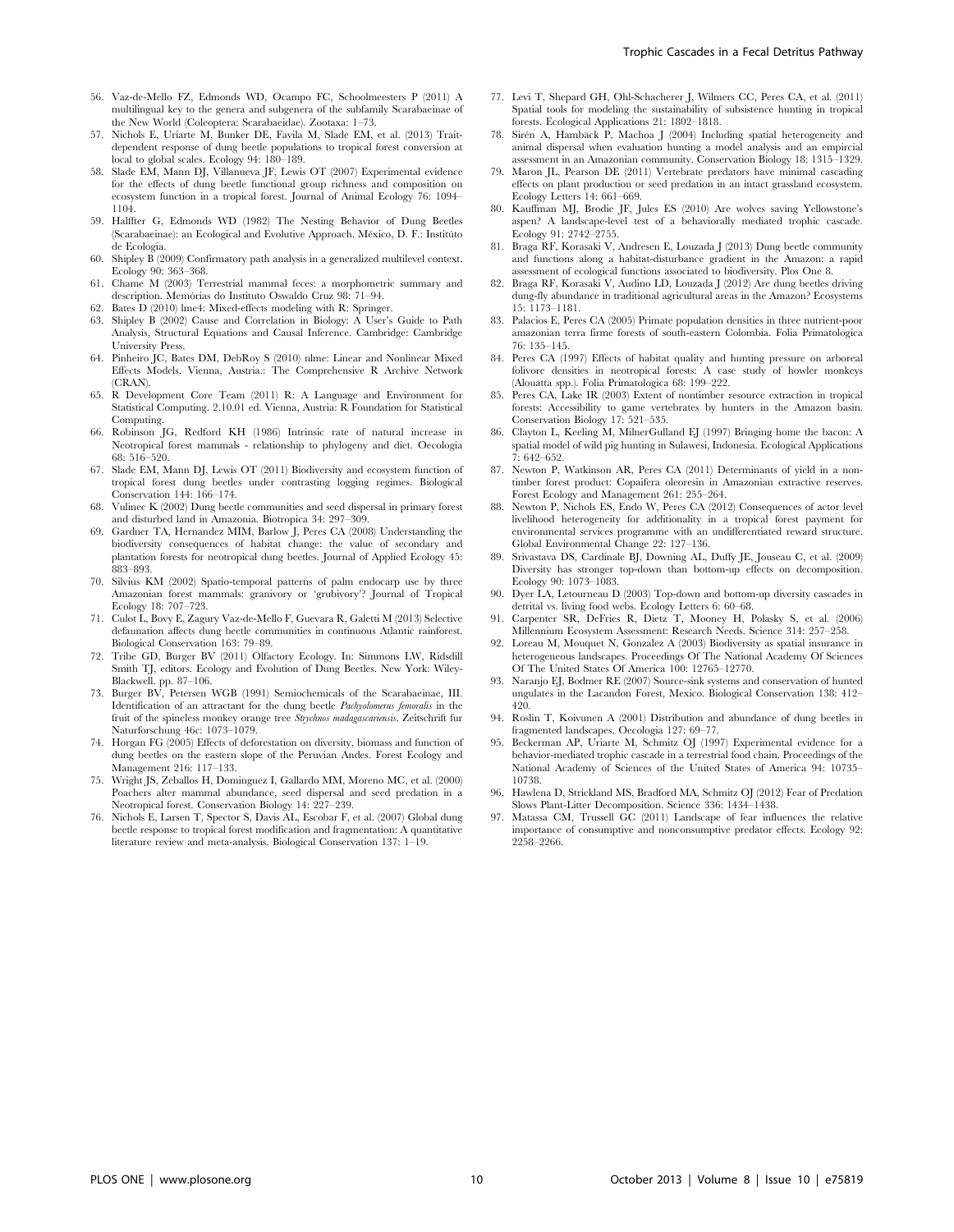56. Vaz-de-Mello FZ, Edmonds WD, Ocampo FC, Schoolmeesters P (2011) A multilingual key to the genera and subgenera of the subfamily Scarabaeinae of the New World (Coleoptera: Scarabaeidae). Zootaxa: 1–73.
57. Nichols E, Uriarte M, Bunker DE, Favila M, Slade EM, et al. (2013) Trait-dependent response of dung beetle populations to tropical forest conversion at local to global scales. Ecology 94: 180–189.
58. Slade EM, Mann DJ, Villanueva JF, Lewis OT (2007) Experimental evidence for the effects of dung beetle functional group richness and composition on ecosystem function in a tropical forest. Journal of Animal Ecology 76: 1094–1104.
59. Halffter G, Edmonds WD (1982) The Nesting Behavior of Dung Beetles (Scarabaeinae): an Ecological and Evolutive Approach. México, D. F.: Instituto de Ecologia.
60. Shipley B (2009) Confirmatory path analysis in a generalized multilevel context. Ecology 90: 363–368.
61. Chame M (2003) Terrestrial mammal feces: a morphometric summary and description. Memórias do Instituto Oswaldo Cruz 98: 71–94.
62. Bates D (2010) lme4: Mixed-effects modeling with R: Springer.
63. Shipley B (2002) Cause and Correlation in Biology: A User's Guide to Path Analysis, Structural Equations and Causal Inference. Cambridge: Cambridge University Press.
64. Pinheiro JC, Bates DM, DebRoy S (2010) nlme: Linear and Nonlinear Mixed Effects Models. Vienna, Austria.: The Comprehensive R Archive Network (CRAN).
65. R Development Core Team (2011) R: A Language and Environment for Statistical Computing. 2.10.01 ed. Vienna, Austria: R Foundation for Statistical Computing.
66. Robinson JG, Redford KH (1986) Intrinsic rate of natural increase in Neotropical forest mammals - relationship to phylogeny and diet. Oecologia 68: 516–520.
67. Slade EM, Mann DJ, Lewis OT (2011) Biodiversity and ecosystem function of tropical forest dung beetles under contrasting logging regimes. Biological Conservation 144: 166–174.
68. Vulinec K (2002) Dung beetle communities and seed dispersal in primary forest and disturbed land in Amazonia. Biotropica 34: 297–309.
69. Gardner TA, Hernandez MIM, Barlow J, Peres CA (2008) Understanding the biodiversity consequences of habitat change: the value of secondary and plantation forests for neotropical dung beetles. Journal of Applied Ecology 45: 883–893.
70. Silvius KM (2002) Spatio-temporal patterns of palm endocarp use by three Amazonian forest mammals: granivory or 'grubivory'? Journal of Tropical Ecology 18: 707–723.
71. Culot L, Bovy E, Zagury Vaz-de-Mello F, Guevara R, Galetti M (2013) Selective defaunation affects dung beetle communities in continuous Atlantic rainforest. Biological Conservation 163: 79–89.
72. Tribe GD, Burger BV (2011) Olfactory Ecology. In: Simmons LW, Ridsdill Smith TJ, editors. Ecology and Evolution of Dung Beetles. New York: Wiley-Blackwell. pp. 87–106.
73. Burger BV, Petersen WGB (1991) Semiochemicals of the Scarabaeinae, III. Identification of an attractant for the dung beetle *Pachylomerus femoralis* in the fruit of the spineless monkey orange tree *Strychnos madagascariensis*. Zeitschrift fur Naturforschung 46c: 1073–1079.
74. Horgan FG (2005) Effects of deforestation on diversity, biomass and function of dung beetles on the eastern slope of the Peruvian Andes. Forest Ecology and Management 216: 117–133.
75. Wright JS, Zeballos H, Dominguez I, Gallardo MM, Moreno MC, et al. (2000) Poachers alter mammal abundance, seed dispersal and seed predation in a Neotropical forest. Conservation Biology 14: 227–239.
76. Nichols E, Larsen T, Spector S, Davis AL, Escobar F, et al. (2007) Global dung beetle response to tropical forest modification and fragmentation: A quantitative literature review and meta-analysis. Biological Conservation 137: 1–19.
77. Levi T, Shepard GH, Ohl-Schacherer J, Wilmers CC, Peres CA, et al. (2011) Spatial tools for modeling the sustainability of subsistence hunting in tropical forests. Ecological Applications 21: 1802–1818.
78. Sirén A, Hambäck P, Machoa J (2004) Including spatial heterogeneity and animal dispersal when evaluation hunting a model analysis and an empircial assessment in an Amazonian community. Conservation Biology 18: 1315–1329.
79. Maron JL, Pearson DE (2011) Vertebrate predators have minimal cascading effects on plant production or seed predation in an intact grassland ecosystem. Ecology Letters 14: 661–669.
80. Kauffman MJ, Brodie JF, Jules ES (2010) Are wolves saving Yellowstone's aspen? A landscape-level test of a behaviorally mediated trophic cascade. Ecology 91: 2742–2755.
81. Braga RF, Korasaki V, Andresen E, Louzada J (2013) Dung beetle community and functions along a habitat-disturbance gradient in the Amazon: a rapid assessment of ecological functions associated to biodiversity. Plos One 8.
82. Braga RF, Korasaki V, Audino LD, Louzada J (2012) Are dung beetles driving dung-fly abundance in traditional agricultural areas in the Amazon? Ecosystems 15: 1173–1181.
83. Palacios E, Peres CA (2005) Primate population densities in three nutrient-poor amazonian terra firme forests of south-eastern Colombia. Folia Primatologica 76: 135–145.
84. Peres CA (1997) Effects of habitat quality and hunting pressure on arboreal folivore densities in neotropical forests: A case study of howler monkeys (Alouatta spp.). Folia Primatologica 68: 199–222.
85. Peres CA, Lake IR (2003) Extent of nontimber resource extraction in tropical forests: Accessibility to game vertebrates by hunters in the Amazon basin. Conservation Biology 17: 521–535.
86. Clayton L, Keeling M, MilnerGulland EJ (1997) Bringing home the bacon: A spatial model of wild pig hunting in Sulawesi, Indonesia. Ecological Applications 7: 642–652.
87. Newton P, Watkinson AR, Peres CA (2011) Determinants of yield in a non-timber forest product: Copaifera oleoresin in Amazonian extractive reserves. Forest Ecology and Management 261: 255–264.
88. Newton P, Nichols ES, Endo W, Peres CA (2012) Consequences of actor level livelihood heterogeneity for additionality in a tropical forest payment for environmental services programme with an undifferentiated reward structure. Global Environmental Change 22: 127–136.
89. Srivastava DS, Cardinale BJ, Downing AL, Duffy JE, Jouseau C, et al. (2009) Diversity has stronger top-down than bottom-up effects on decomposition. Ecology 90: 1073–1083.
90. Dyer LA, Letourneau D (2003) Top-down and bottom-up diversity cascades in detrital vs. living food webs. Ecology Letters 6: 60–68.
91. Carpenter SR, DeFries R, Dietz T, Mooney H, Polasky S, et al. (2006) Millennium Ecosystem Assessment: Research Needs. Science 314: 257–258.
92. Loreau M, Mouquet N, Gonzalez A (2003) Biodiversity as spatial insurance in heterogeneous landscapes. Proceedings Of The National Academy Of Sciences Of The United States Of America 100: 12765–12770.
93. Naranjo EJ, Bodmer RE (2007) Source-sink systems and conservation of hunted ungulates in the Lacandon Forest, Mexico. Biological Conservation 138: 412–420.
94. Roslin T, Koivunen A (2001) Distribution and abundance of dung beetles in fragmented landscapes. Oecologia 127: 69–77.
95. Beckerman AP, Uriarte M, Schmitz OJ (1997) Experimental evidence for a behavior-mediated trophic cascade in a terrestrial food chain. Proceedings of the National Academy of Sciences of the United States of America 94: 10735–10738.
96. Hawlena D, Strickland MS, Bradford MA, Schmitz OJ (2012) Fear of Predation Slows Plant-Litter Decomposition. Science 336: 1434–1438.
97. Matassa CM, Trussell GC (2011) Landscape of fear influences the relative importance of consumptive and nonconsumptive predator effects. Ecology 92: 2258–2266.